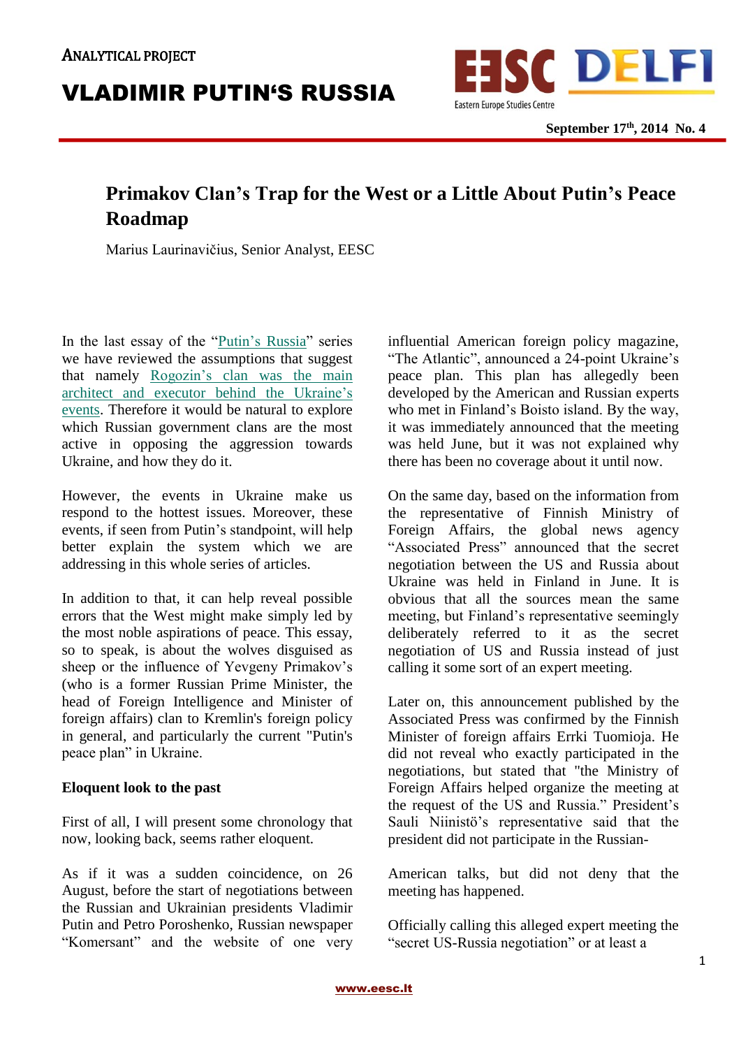ANALYTICAL PROJECT

# VLADIMIR PUTIN'S RUSSIA

September 17th, 2014 No. 4

## Primakov Clan's Trap for the West or a Little About Putin's Peace Roadmap

Marius Laurinavičius, Senior Analyst, EESC

In the last essay of the "Putin's Russia" series we have reviewed the assumptions that suggest that namely Rogozin's clan was the main architect and executor behind the Ukraine's events. Therefore it would be natural to explore which Russian government clans are the most active in opposing the aggression towards Ukraine, and how they do it.

However, the events in Ukraine make us respond to the hottest issues. Moreover, these events, if seen from Putin's standpoint, will help better explain the system which we are addressing in this whole series of articles.

In addition to that, it can help reveal possible errors that the West might make simply led by the most noble aspirations of peace. This essay, so to speak, is about the wolves disguised as sheep or the influence of Yevgeny Primakov's (who is a former Russian Prime Minister, the head of Foreign Intelligence and Minister of foreign affairs) clan to Kremlin's foreign policy in general, and particularly the current "Putin's peace plan" in Ukraine.

**Eloquent look to the past**

First of all, I will present some chronology that now, looking back, seems rather eloquent.

As if it was a sudden coincidence, on 26 August, before the start of negotiations between the Russian and Ukrainian presidents Vladimir Putin and Petro Poroshenko, Russian newspaper "Komersant" and the website of one very influential American foreign policy magazine, "The Atlantic", announced a 24-point Ukraine's peace plan. This plan has allegedly been developed by the American and Russian experts who met in Finland's Boisto island. By the way, it was immediately announced that the meeting was held June, but it was not explained why there has been no coverage about it until now.

On the same day, based on the information from the representative of Finnish Ministry of Foreign Affairs, the global news agency "Associated Press" announced that the secret negotiation between the US and Russia about Ukraine was held in Finland in June. It is obvious that all the sources mean the same meeting, but Finland's representative seemingly deliberately referred to it as the secret negotiation of US and Russia instead of just calling it some sort of an expert meeting.

Later on, this announcement published by the Associated Press was confirmed by the Finnish Minister of foreign affairs Errki Tuomioja. He did not reveal who exactly participated in the negotiations, but stated that "the Ministry of Foreign Affairs helped organize the meeting at the request of the US and Russia." President's Sauli Niinistö's representative said that the president did not participate in the Russian-American talks, but did not deny that the meeting has happened.

Officially calling this alleged expert meeting the "secret US-Russia negotiation" or at least a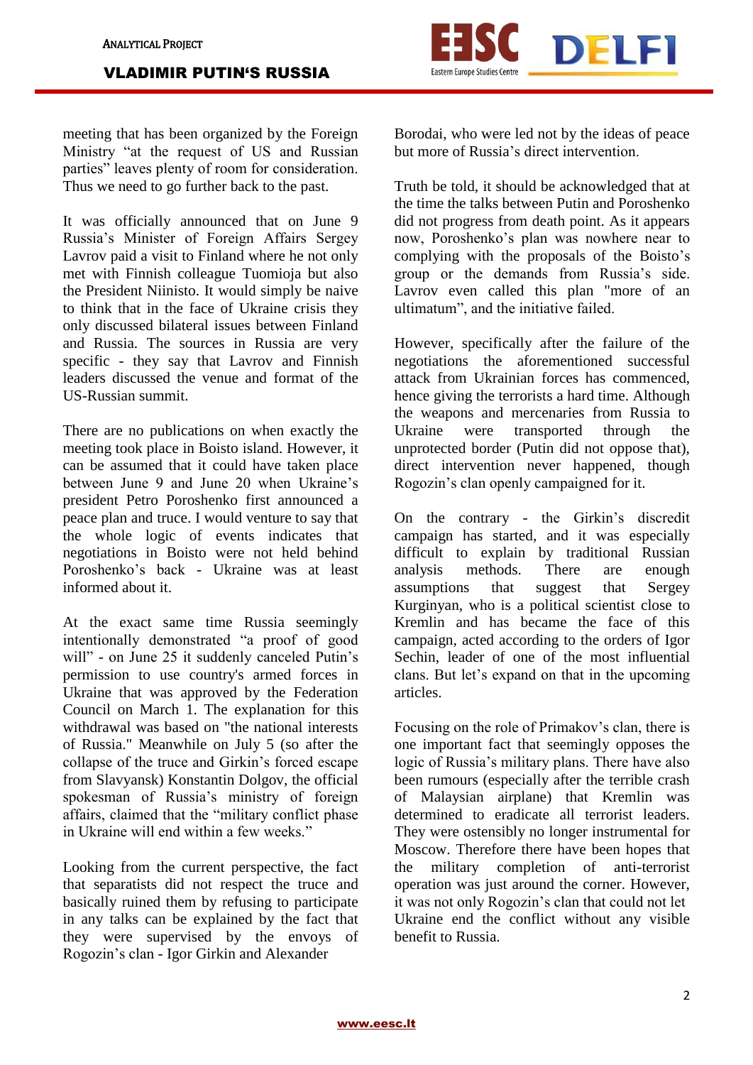meeting that has been organized by the Foreign Ministry "at the request of US and Russian parties" leaves plenty of room for consideration. Thus we need to go further back to the past.

It was officially announced that on June 9 Russia's Minister of Foreign Affairs Sergey Lavrov paid a visit to Finland where he not only met with Finnish colleague Tuomioja but also the President Niinisto. It would simply be naive to think that in the face of Ukraine crisis they only discussed bilateral issues between Finland and Russia. The sources in Russia are very specific - they say that Lavrov and Finnish leaders discussed the venue and format of the US-Russian summit.

There are no publications on when exactly the meeting took place in Boisto island. However, it can be assumed that it could have taken place between June 9 and June 20 when Ukraine's president Petro Poroshenko first announced a peace plan and truce. I would venture to say that the whole logic of events indicates that negotiations in Boisto were not held behind Poroshenko's back - Ukraine was at least informed about it.

At the exact same time Russia seemingly intentionally demonstrated "a proof of good will" - on June 25 it suddenly canceled Putin's permission to use country's armed forces in Ukraine that was approved by the Federation Council on March 1. The explanation for this withdrawal was based on "the national interests of Russia." Meanwhile on July 5 (so after the collapse of the truce and Girkin's forced escape from Slavyansk) Konstantin Dolgov, the official spokesman of Russia's ministry of foreign affairs, claimed that the "military conflict phase in Ukraine will end within a few weeks."

Looking from the current perspective, the fact that separatists did not respect the truce and basically ruined them by refusing to participate in any talks can be explained by the fact that they were supervised by the envoys of Rogozin's clan - Igor Girkin and Alexander Borodai, who were led not by the ideas of peace but more of Russia's direct intervention.

Truth be told, it should be acknowledged that at the time the talks between Putin and Poroshenko did not progress from death point. As it appears now, Poroshenko's plan was nowhere near to complying with the proposals of the Boisto's group or the demands from Russia's side. Lavrov even called this plan "more of an ultimatum", and the initiative failed.

However, specifically after the failure of the negotiations the aforementioned successful attack from Ukrainian forces has commenced, hence giving the terrorists a hard time. Although the weapons and mercenaries from Russia to Ukraine were transported through the unprotected border (Putin did not oppose that), direct intervention never happened, though Rogozin's clan openly campaigned for it.

On the contrary - the Girkin's discredit campaign has started, and it was especially difficult to explain by traditional Russian analysis methods. There are enough assumptions that suggest that Sergey Kurginyan, who is a political scientist close to Kremlin and has became the face of this campaign, acted according to the orders of Igor Sechin, leader of one of the most influential clans. But let's expand on that in the upcoming articles.

Focusing on the role of Primakov's clan, there is one important fact that seemingly opposes the logic of Russia's military plans. There have also been rumours (especially after the terrible crash of Malaysian airplane) that Kremlin was determined to eradicate all terrorist leaders. They were ostensibly no longer instrumental for Moscow. Therefore there have been hopes that the military completion of anti-terrorist operation was just around the corner. However, it was not only Rogozin's clan that could not let Ukraine end the conflict without any visible benefit to Russia.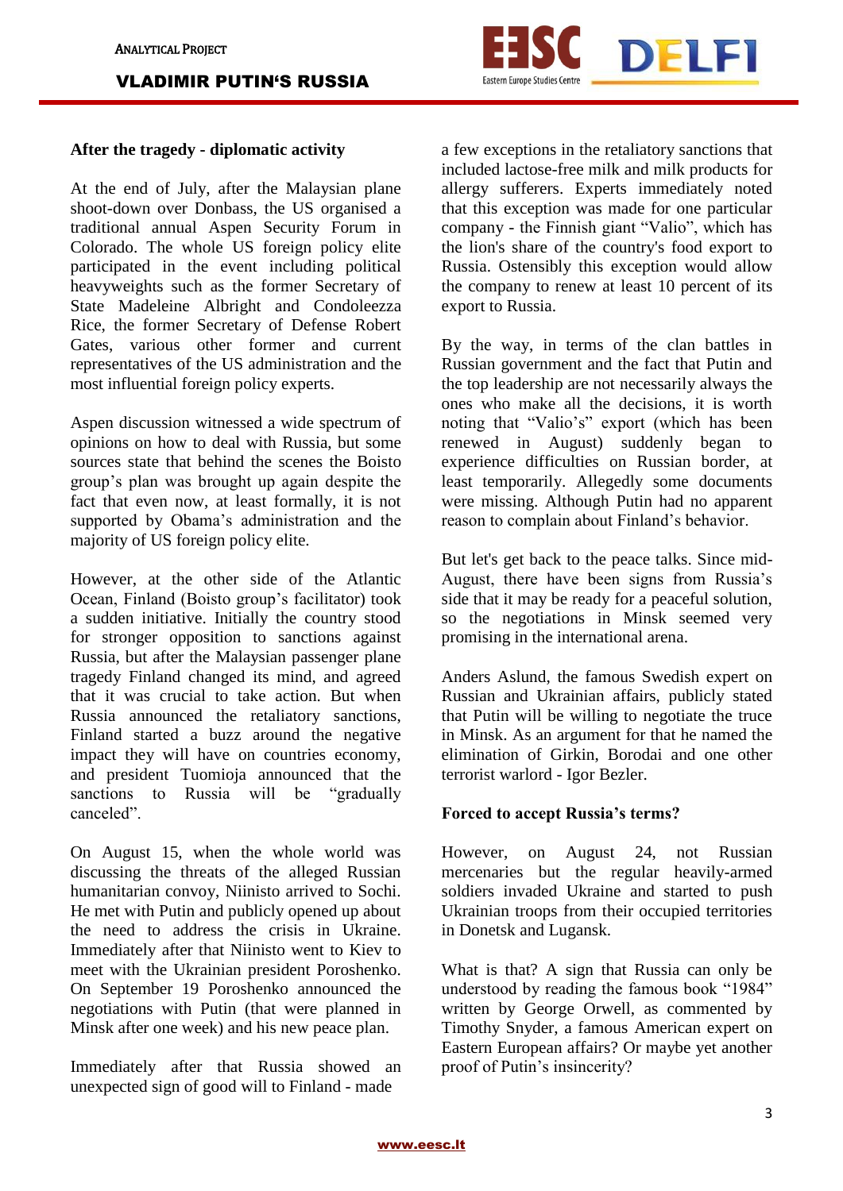### After the tragedy - diplomatic activity

At the end of July, after the Malaysian plane shoot-down over Donbass, the US organised a traditional annual Aspen Security Forum in Colorado. The whole US foreign policy elite participated in the event including political heavyweights such as the former Secretary of State Madeleine Albright and Condoleezza Rice, the former Secretary of Defense Robert Gates, various other former and current representatives of the US administration and the most influential foreign policy experts.

Aspen discussion witnessed a wide spectrum of opinions on how to deal with Russia, but some sources state that behind the scenes the Boisto group's plan was brought up again despite the fact that even now, at least formally, it is not supported by Obama's administration and the majority of US foreign policy elite.

However, at the other side of the Atlantic Ocean, Finland (Boisto group's facilitator) took a sudden initiative. Initially the country stood for stronger opposition to sanctions against Russia, but after the Malaysian passenger plane tragedy Finland changed its mind, and agreed that it was crucial to take action. But when Russia announced the retaliatory sanctions, Finland started a buzz around the negative impact they will have on countries economy, and president Tuomioja announced that the sanctions to Russia will be "gradually canceled".

On August 15, when the whole world was discussing the threats of the alleged Russian humanitarian convoy, Niinisto arrived to Sochi. He met with Putin and publicly opened up about the need to address the crisis in Ukraine. Immediately after that Niinisto went to Kiev to meet with the Ukrainian president Poroshenko. On September 19 Poroshenko announced the negotiations with Putin (that were planned in Minsk after one week) and his new peace plan.

Immediately after that Russia showed an unexpected sign of good will to Finland - made a few exceptions in the retaliatory sanctions that included lactose-free milk and milk products for allergy sufferers. Experts immediately noted that this exception was made for one particular company - the Finnish giant "Valio", which has the lion's share of the country's food export to Russia. Ostensibly this exception would allow the company to renew at least 10 percent of its export to Russia.

By the way, in terms of the clan battles in Russian government and the fact that Putin and the top leadership are not necessarily always the ones who make all the decisions, it is worth noting that "Valio's" export (which has been renewed in August) suddenly began to experience difficulties on Russian border, at least temporarily. Allegedly some documents were missing. Although Putin had no apparent reason to complain about Finland's behavior.

But let's get back to the peace talks. Since mid-August, there have been signs from Russia's side that it may be ready for a peaceful solution, so the negotiations in Minsk seemed very promising in the international arena.

Anders Aslund, the famous Swedish expert on Russian and Ukrainian affairs, publicly stated that Putin will be willing to negotiate the truce in Minsk. As an argument for that he named the elimination of Girkin, Borodai and one other terrorist warlord - Igor Bezler.

### Forced to accept Russia's terms?

However, on August 24, not Russian mercenaries but the regular heavily-armed soldiers invaded Ukraine and started to push Ukrainian troops from their occupied territories in Donetsk and Lugansk.

What is that? A sign that Russia can only be understood by reading the famous book "1984" written by George Orwell, as commented by Timothy Snyder, a famous American expert on Eastern European affairs? Or maybe yet another proof of Putin's insincerity?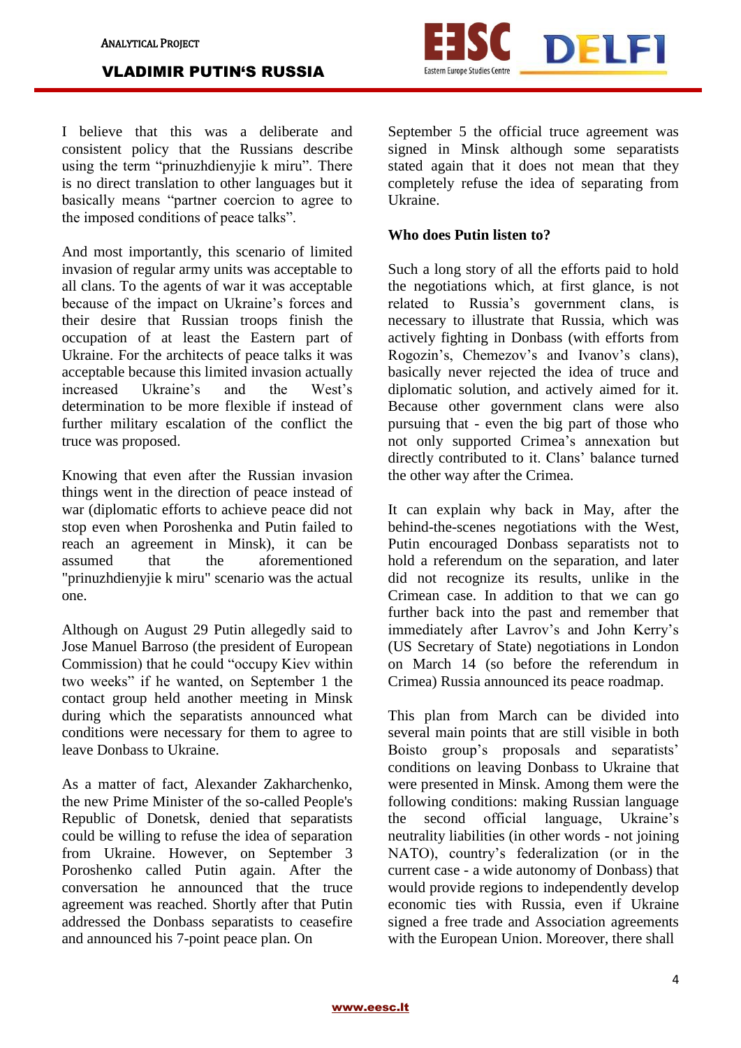I believe that this was a deliberate and consistent policy that the Russians describe using the term "prinuzhdienyjie k miru". There is no direct translation to other languages but it basically means "partner coercion to agree to the imposed conditions of peace talks".

And most importantly, this scenario of limited invasion of regular army units was acceptable to all clans. To the agents of war it was acceptable because of the impact on Ukraine's forces and their desire that Russian troops finish the occupation of at least the Eastern part of Ukraine. For the architects of peace talks it was acceptable because this limited invasion actually increased Ukraine's and the West's determination to be more flexible if instead of further military escalation of the conflict the truce was proposed.

Knowing that even after the Russian invasion things went in the direction of peace instead of war (diplomatic efforts to achieve peace did not stop even when Poroshenka and Putin failed to reach an agreement in Minsk), it can be assumed that the aforementioned "prinuzhdienyjie k miru" scenario was the actual one.

Although on August 29 Putin allegedly said to Jose Manuel Barroso (the president of European Commission) that he could "occupy Kiev within two weeks" if he wanted, on September 1 the contact group held another meeting in Minsk during which the separatists announced what conditions were necessary for them to agree to leave Donbass to Ukraine.

As a matter of fact, Alexander Zakharchenko, the new Prime Minister of the so-called People's Republic of Donetsk, denied that separatists could be willing to refuse the idea of separation from Ukraine. However, on September 3 Poroshenko called Putin again. After the conversation he announced that the truce agreement was reached. Shortly after that Putin addressed the Donbass separatists to ceasefire and announced his 7-point peace plan. On September 5 the official truce agreement was signed in Minsk although some separatists stated again that it does not mean that they completely refuse the idea of separating from Ukraine.

**Who does Putin listen to?**

Such a long story of all the efforts paid to hold the negotiations which, at first glance, is not related to Russia's government clans, is necessary to illustrate that Russia, which was actively fighting in Donbass (with efforts from Rogozin's, Chemezov's and Ivanov's clans), basically never rejected the idea of truce and diplomatic solution, and actively aimed for it. Because other government clans were also pursuing that - even the big part of those who not only supported Crimea's annexation but directly contributed to it. Clans' balance turned the other way after the Crimea.

It can explain why back in May, after the behind-the-scenes negotiations with the West, Putin encouraged Donbass separatists not to hold a referendum on the separation, and later did not recognize its results, unlike in the Crimean case. In addition to that we can go further back into the past and remember that immediately after Lavrov's and John Kerry's (US Secretary of State) negotiations in London on March 14 (so before the referendum in Crimea) Russia announced its peace roadmap.

This plan from March can be divided into several main points that are still visible in both Boisto group's proposals and separatists' conditions on leaving Donbass to Ukraine that were presented in Minsk. Among them were the following conditions: making Russian language the second official language, Ukraine's neutrality liabilities (in other words - not joining NATO), country's federalization (or in the current case - a wide autonomy of Donbass) that would provide regions to independently develop economic ties with Russia, even if Ukraine signed a free trade and Association agreements with the European Union. Moreover, there shall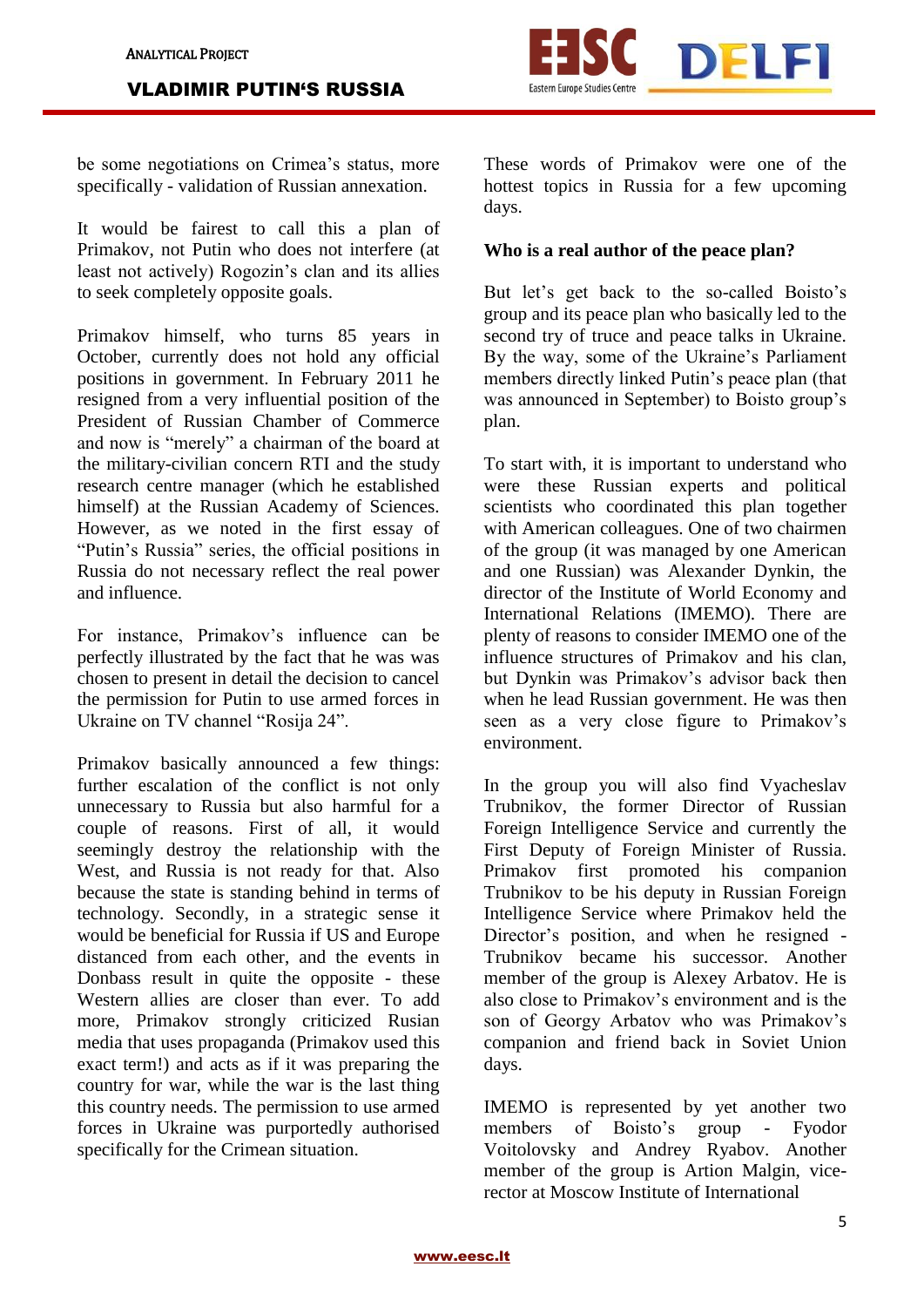be some negotiations on Crimea's status, more specifically - validation of Russian annexation.

It would be fairest to call this a plan of Primakov, not Putin who does not interfere (at least not actively) Rogozin's clan and its allies to seek completely opposite goals.

Primakov himself, who turns 85 years in October, currently does not hold any official positions in government. In February 2011 he resigned from a very influential position of the President of Russian Chamber of Commerce and now is "merely" a chairman of the board at the military-civilian concern RTI and the study research centre manager (which he established himself) at the Russian Academy of Sciences. However, as we noted in the first essay of "Putin's Russia" series, the official positions in Russia do not necessary reflect the real power and influence.

For instance, Primakov's influence can be perfectly illustrated by the fact that he was was chosen to present in detail the decision to cancel the permission for Putin to use armed forces in Ukraine on TV channel "Rosija 24".

Primakov basically announced a few things: further escalation of the conflict is not only unnecessary to Russia but also harmful for a couple of reasons. First of all, it would seemingly destroy the relationship with the West, and Russia is not ready for that. Also because the state is standing behind in terms of technology. Secondly, in a strategic sense it would be beneficial for Russia if US and Europe distanced from each other, and the events in Donbass result in quite the opposite - these Western allies are closer than ever. To add more, Primakov strongly criticized Rusian media that uses propaganda (Primakov used this exact term!) and acts as if it was preparing the country for war, while the war is the last thing this country needs. The permission to use armed forces in Ukraine was purportedly authorised specifically for the Crimean situation.

These words of Primakov were one of the hottest topics in Russia for a few upcoming days.

**Who is a real author of the peace plan?**

But let's get back to the so-called Boisto's group and its peace plan who basically led to the second try of truce and peace talks in Ukraine. By the way, some of the Ukraine's Parliament members directly linked Putin's peace plan (that was announced in September) to Boisto group's plan.

To start with, it is important to understand who were these Russian experts and political scientists who coordinated this plan together with American colleagues. One of two chairmen of the group (it was managed by one American and one Russian) was Alexander Dynkin, the director of the Institute of World Economy and International Relations (IMEMO). There are plenty of reasons to consider IMEMO one of the influence structures of Primakov and his clan, but Dynkin was Primakov's advisor back then when he lead Russian government. He was then seen as a very close figure to Primakov's environment.

In the group you will also find Vyacheslav Trubnikov, the former Director of Russian Foreign Intelligence Service and currently the First Deputy of Foreign Minister of Russia. Primakov first promoted his companion Trubnikov to be his deputy in Russian Foreign Intelligence Service where Primakov held the Director's position, and when he resigned - Trubnikov became his successor. Another member of the group is Alexey Arbatov. He is also close to Primakov's environment and is the son of Georgy Arbatov who was Primakov's companion and friend back in Soviet Union days.

IMEMO is represented by yet another two members of Boisto's group - Fyodor Voitolovsky and Andrey Ryabov. Another member of the group is Artion Malgin, vice-rector at Moscow Institute of International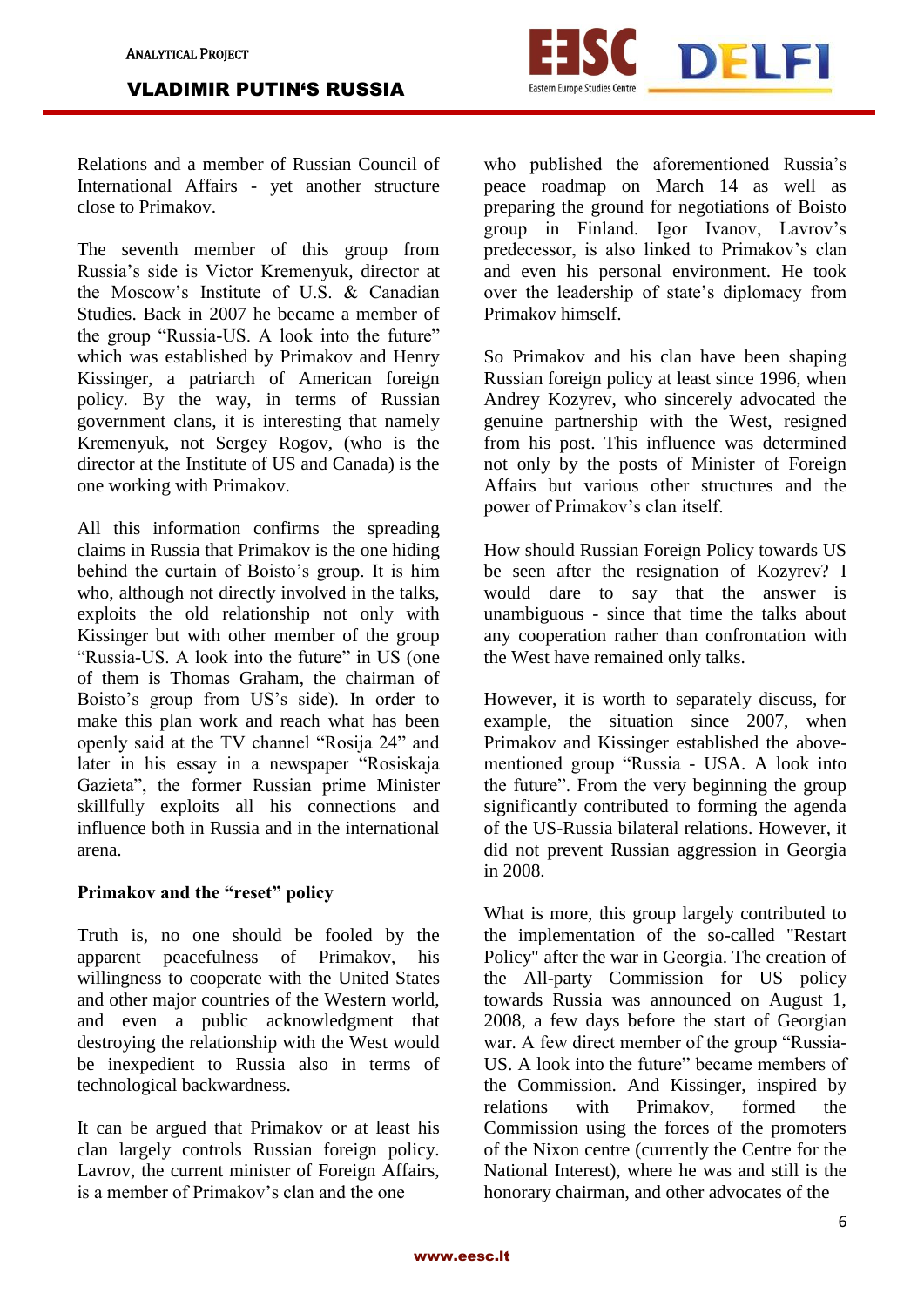Relations and a member of Russian Council of International Affairs - yet another structure close to Primakov.

The seventh member of this group from Russia's side is Victor Kremenyuk, director at the Moscow's Institute of U.S. & Canadian Studies. Back in 2007 he became a member of the group "Russia-US. A look into the future" which was established by Primakov and Henry Kissinger, a patriarch of American foreign policy. By the way, in terms of Russian government clans, it is interesting that namely Kremenyuk, not Sergey Rogov, (who is the director at the Institute of US and Canada) is the one working with Primakov.

All this information confirms the spreading claims in Russia that Primakov is the one hiding behind the curtain of Boisto's group. It is him who, although not directly involved in the talks, exploits the old relationship not only with Kissinger but with other member of the group "Russia-US. A look into the future" in US (one of them is Thomas Graham, the chairman of Boisto's group from US's side). In order to make this plan work and reach what has been openly said at the TV channel "Rosija 24" and later in his essay in a newspaper "Rosiskaja Gazieta", the former Russian prime Minister skillfully exploits all his connections and influence both in Russia and in the international arena.

**Primakov and the "reset" policy**

Truth is, no one should be fooled by the apparent peacefulness of Primakov, his willingness to cooperate with the United States and other major countries of the Western world, and even a public acknowledgment that destroying the relationship with the West would be inexpedient to Russia also in terms of technological backwardness.

It can be argued that Primakov or at least his clan largely controls Russian foreign policy. Lavrov, the current minister of Foreign Affairs, is a member of Primakov's clan and the one who published the aforementioned Russia's peace roadmap on March 14 as well as preparing the ground for negotiations of Boisto group in Finland. Igor Ivanov, Lavrov's predecessor, is also linked to Primakov's clan and even his personal environment. He took over the leadership of state's diplomacy from Primakov himself.

So Primakov and his clan have been shaping Russian foreign policy at least since 1996, when Andrey Kozyrev, who sincerely advocated the genuine partnership with the West, resigned from his post. This influence was determined not only by the posts of Minister of Foreign Affairs but various other structures and the power of Primakov's clan itself.

How should Russian Foreign Policy towards US be seen after the resignation of Kozyrev? I would dare to say that the answer is unambiguous - since that time the talks about any cooperation rather than confrontation with the West have remained only talks.

However, it is worth to separately discuss, for example, the situation since 2007, when Primakov and Kissinger established the above-mentioned group "Russia - USA. A look into the future". From the very beginning the group significantly contributed to forming the agenda of the US-Russia bilateral relations. However, it did not prevent Russian aggression in Georgia in 2008.

What is more, this group largely contributed to the implementation of the so-called "Restart Policy" after the war in Georgia. The creation of the All-party Commission for US policy towards Russia was announced on August 1, 2008, a few days before the start of Georgian war. A few direct member of the group "Russia-US. A look into the future" became members of the Commission. And Kissinger, inspired by relations with Primakov, formed the Commission using the forces of the promoters of the Nixon centre (currently the Centre for the National Interest), where he was and still is the honorary chairman, and other advocates of the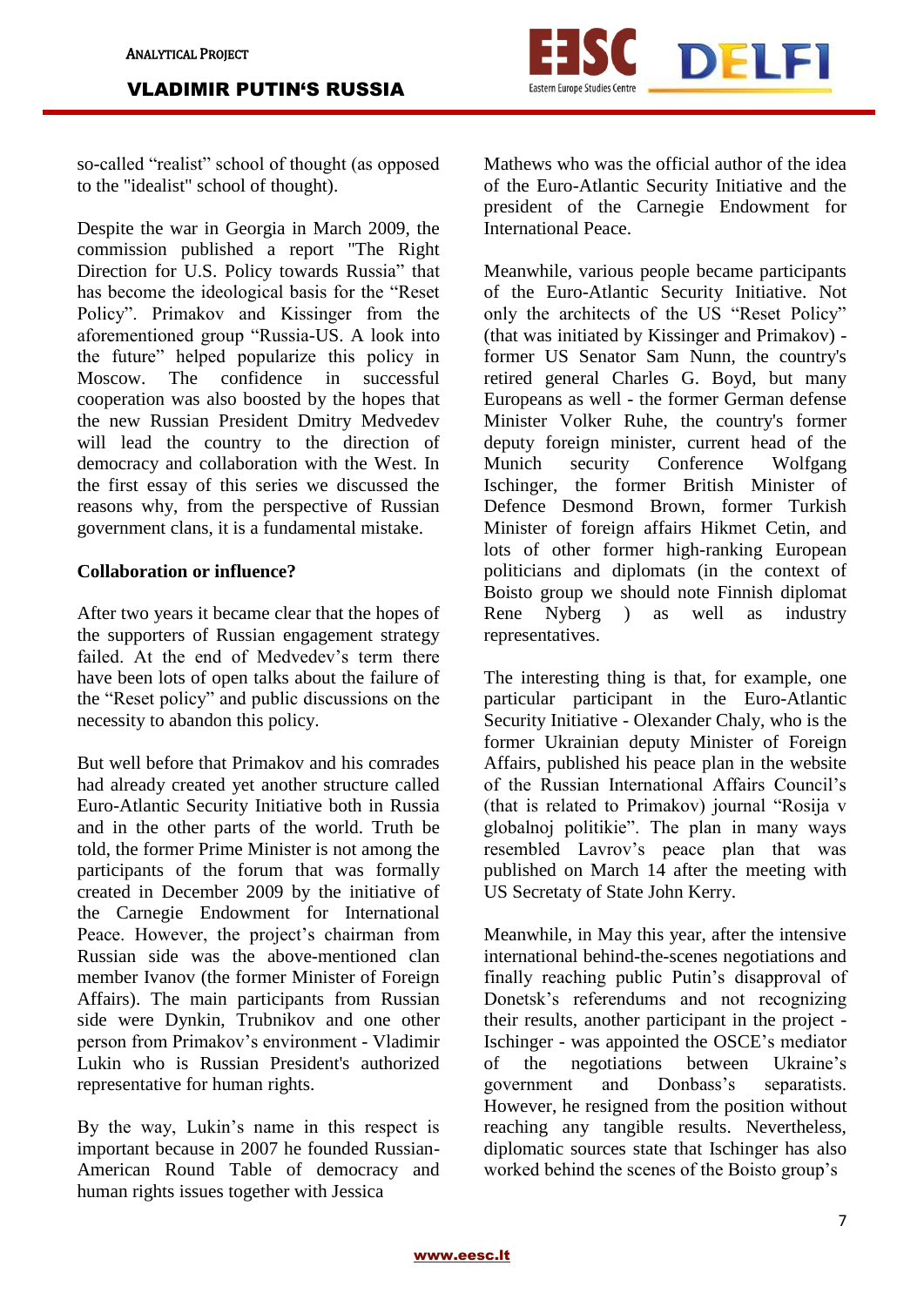so-called "realist" school of thought (as opposed to the "idealist" school of thought).

Despite the war in Georgia in March 2009, the commission published a report "The Right Direction for U.S. Policy towards Russia" that has become the ideological basis for the "Reset Policy". Primakov and Kissinger from the aforementioned group "Russia-US. A look into the future" helped popularize this policy in Moscow. The confidence in successful cooperation was also boosted by the hopes that the new Russian President Dmitry Medvedev will lead the country to the direction of democracy and collaboration with the West. In the first essay of this series we discussed the reasons why, from the perspective of Russian government clans, it is a fundamental mistake.

**Collaboration or influence?**

After two years it became clear that the hopes of the supporters of Russian engagement strategy failed. At the end of Medvedev's term there have been lots of open talks about the failure of the "Reset policy" and public discussions on the necessity to abandon this policy.

But well before that Primakov and his comrades had already created yet another structure called Euro-Atlantic Security Initiative both in Russia and in the other parts of the world. Truth be told, the former Prime Minister is not among the participants of the forum that was formally created in December 2009 by the initiative of the Carnegie Endowment for International Peace. However, the project's chairman from Russian side was the above-mentioned clan member Ivanov (the former Minister of Foreign Affairs). The main participants from Russian side were Dynkin, Trubnikov and one other person from Primakov's environment - Vladimir Lukin who is Russian President's authorized representative for human rights.

By the way, Lukin's name in this respect is important because in 2007 he founded Russian-American Round Table of democracy and human rights issues together with Jessica Mathews who was the official author of the idea of the Euro-Atlantic Security Initiative and the president of the Carnegie Endowment for International Peace.

Meanwhile, various people became participants of the Euro-Atlantic Security Initiative. Not only the architects of the US "Reset Policy" (that was initiated by Kissinger and Primakov) - former US Senator Sam Nunn, the country's retired general Charles G. Boyd, but many Europeans as well - the former German defense Minister Volker Ruhe, the country's former deputy foreign minister, current head of the Munich security Conference Wolfgang Ischinger, the former British Minister of Defence Desmond Brown, former Turkish Minister of foreign affairs Hikmet Cetin, and lots of other former high-ranking European politicians and diplomats (in the context of Boisto group we should note Finnish diplomat Rene Nyberg ) as well as industry representatives.

The interesting thing is that, for example, one particular participant in the Euro-Atlantic Security Initiative - Olexander Chaly, who is the former Ukrainian deputy Minister of Foreign Affairs, published his peace plan in the website of the Russian International Affairs Council's (that is related to Primakov) journal "Rosija v globalnoj politikie". The plan in many ways resembled Lavrov's peace plan that was published on March 14 after the meeting with US Secretaty of State John Kerry.

Meanwhile, in May this year, after the intensive international behind-the-scenes negotiations and finally reaching public Putin's disapproval of Donetsk's referendums and not recognizing their results, another participant in the project - Ischinger - was appointed the OSCE's mediator of the negotiations between Ukraine's government and Donbass's separatists. However, he resigned from the position without reaching any tangible results. Nevertheless, diplomatic sources state that Ischinger has also worked behind the scenes of the Boisto group's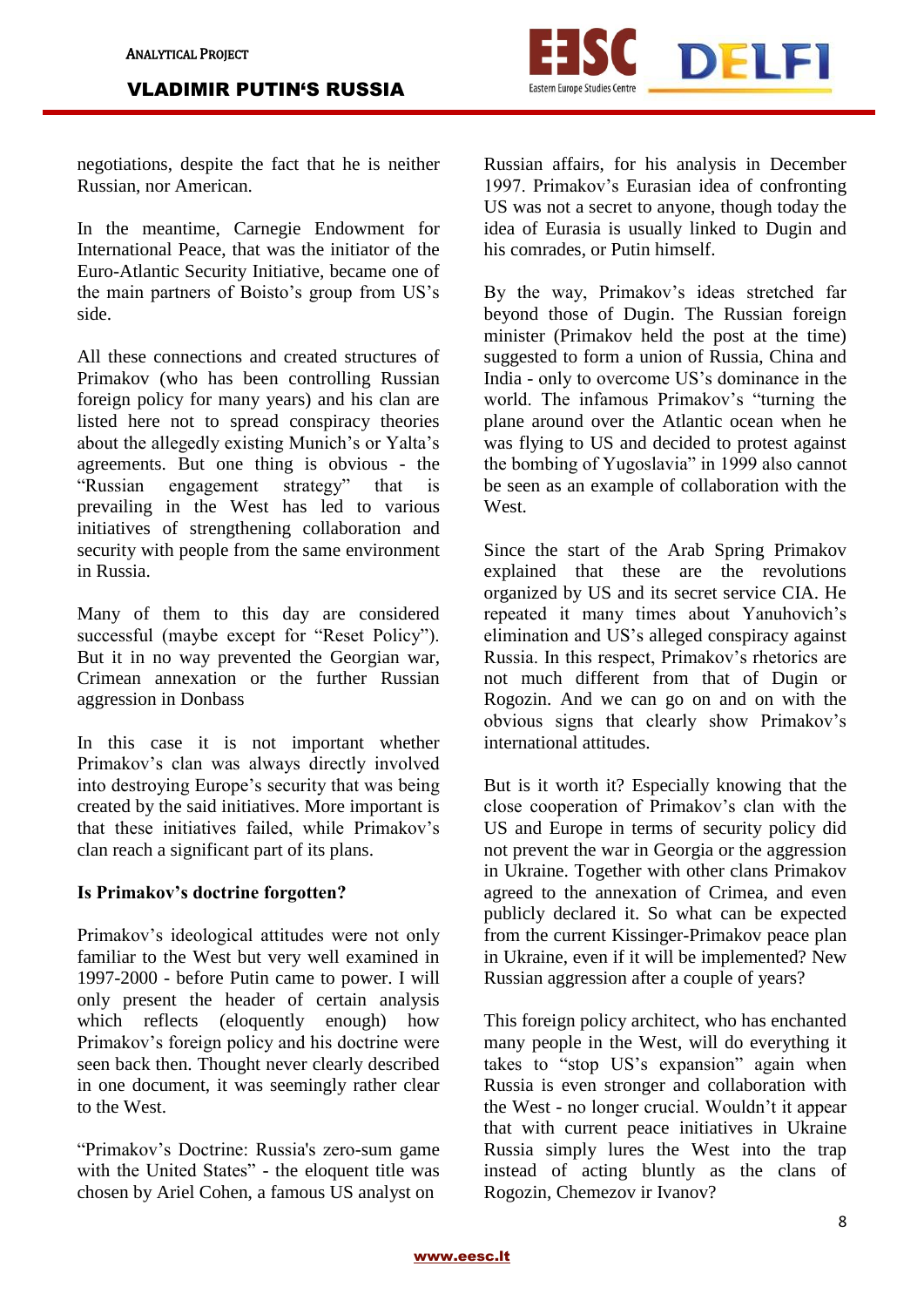negotiations, despite the fact that he is neither Russian, nor American.

In the meantime, Carnegie Endowment for International Peace, that was the initiator of the Euro-Atlantic Security Initiative, became one of the main partners of Boisto's group from US's side.

All these connections and created structures of Primakov (who has been controlling Russian foreign policy for many years) and his clan are listed here not to spread conspiracy theories about the allegedly existing Munich's or Yalta's agreements. But one thing is obvious - the "Russian engagement strategy" that is prevailing in the West has led to various initiatives of strengthening collaboration and security with people from the same environment in Russia.

Many of them to this day are considered successful (maybe except for "Reset Policy"). But it in no way prevented the Georgian war, Crimean annexation or the further Russian aggression in Donbass

In this case it is not important whether Primakov's clan was always directly involved into destroying Europe's security that was being created by the said initiatives. More important is that these initiatives failed, while Primakov's clan reach a significant part of its plans.

**Is Primakov's doctrine forgotten?**

Primakov's ideological attitudes were not only familiar to the West but very well examined in 1997-2000 - before Putin came to power. I will only present the header of certain analysis which reflects (eloquently enough) how Primakov's foreign policy and his doctrine were seen back then. Thought never clearly described in one document, it was seemingly rather clear to the West.

"Primakov's Doctrine: Russia's zero-sum game with the United States" - the eloquent title was chosen by Ariel Cohen, a famous US analyst on Russian affairs, for his analysis in December 1997. Primakov's Eurasian idea of confronting US was not a secret to anyone, though today the idea of Eurasia is usually linked to Dugin and his comrades, or Putin himself.

By the way, Primakov's ideas stretched far beyond those of Dugin. The Russian foreign minister (Primakov held the post at the time) suggested to form a union of Russia, China and India - only to overcome US's dominance in the world. The infamous Primakov's "turning the plane around over the Atlantic ocean when he was flying to US and decided to protest against the bombing of Yugoslavia" in 1999 also cannot be seen as an example of collaboration with the West.

Since the start of the Arab Spring Primakov explained that these are the revolutions organized by US and its secret service CIA. He repeated it many times about Yanuhovich's elimination and US's alleged conspiracy against Russia. In this respect, Primakov's rhetorics are not much different from that of Dugin or Rogozin. And we can go on and on with the obvious signs that clearly show Primakov's international attitudes.

But is it worth it? Especially knowing that the close cooperation of Primakov's clan with the US and Europe in terms of security policy did not prevent the war in Georgia or the aggression in Ukraine. Together with other clans Primakov agreed to the annexation of Crimea, and even publicly declared it. So what can be expected from the current Kissinger-Primakov peace plan in Ukraine, even if it will be implemented? New Russian aggression after a couple of years?

This foreign policy architect, who has enchanted many people in the West, will do everything it takes to "stop US's expansion" again when Russia is even stronger and collaboration with the West - no longer crucial. Wouldn't it appear that with current peace initiatives in Ukraine Russia simply lures the West into the trap instead of acting bluntly as the clans of Rogozin, Chemezov ir Ivanov?